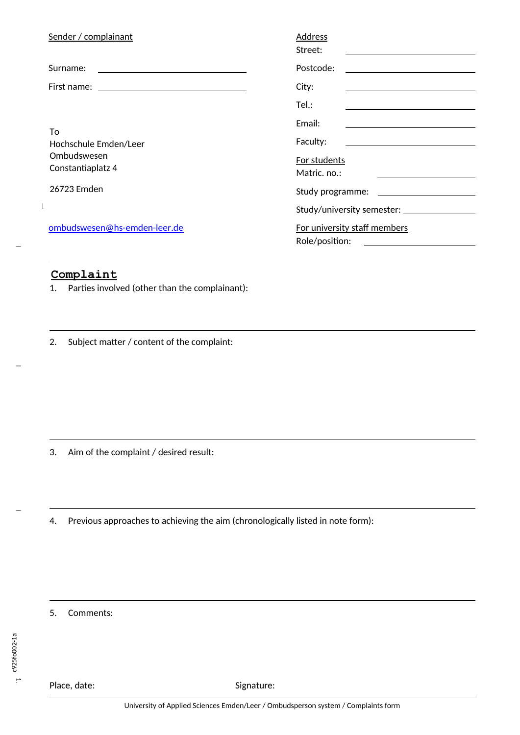Sender / complainant

Surname: ______________________

First name: ______________________

To
Hochschule Emden/Leer
Ombudswesen
Constantiaplatz 4

26723 Emden

ombudswesen@hs-emden-leer.de

Address

Street: ______________________

Postcode: ______________________

City: ______________________

Tel.: ______________________

Email: ______________________

Faculty: ______________________

For students

Matric. no.: ______________________

Study programme: ______________________

Study/university semester: ______________________

For university staff members

Role/position: ______________________

## Complaint

1. Parties involved (other than the complainant):

---

2. Subject matter / content of the complaint:

---

3. Aim of the complaint / desired result:

---

4. Previous approaches to achieving the aim (chronologically listed in note form):

---

5. Comments:

Place, date: Signature:

University of Applied Sciences Emden/Leer / Ombudsperson system / Complaints form

c925fo002-1a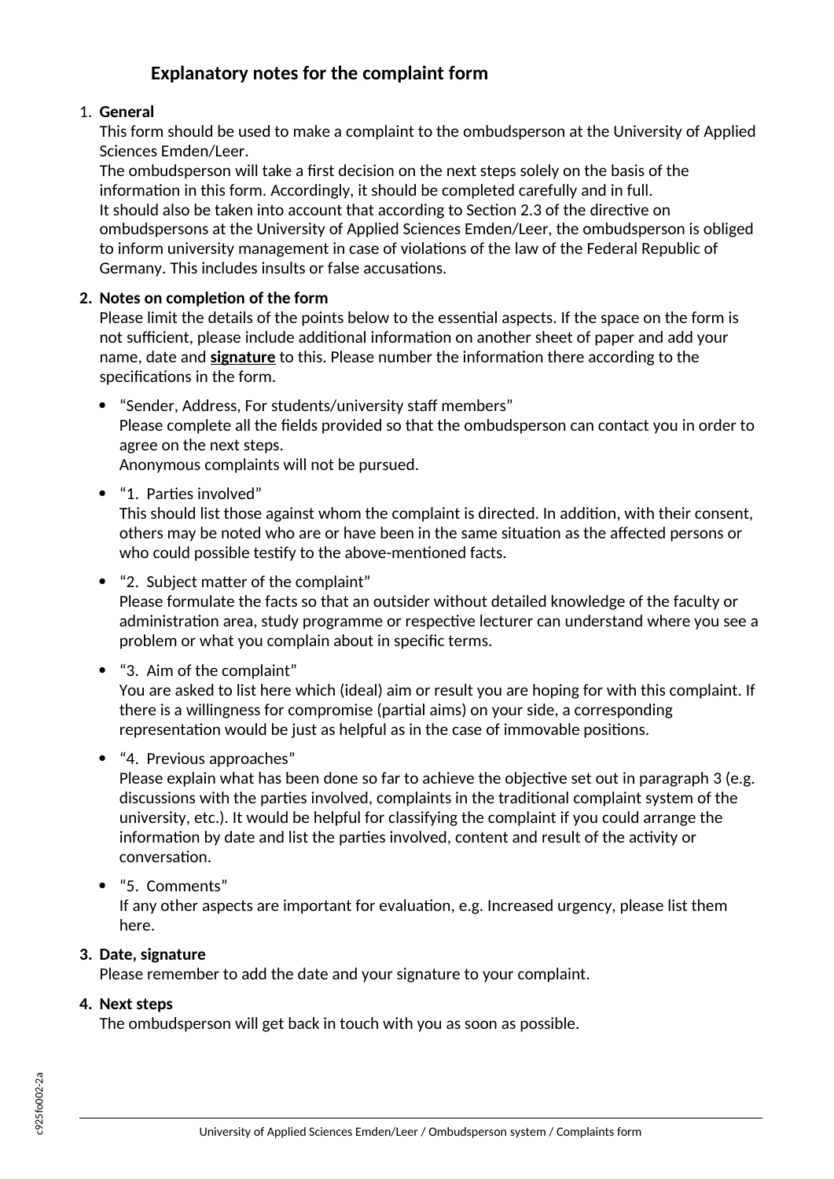# Explanatory notes for the complaint form

1. **General**
   This form should be used to make a complaint to the ombudsperson at the University of Applied Sciences Emden/Leer.
   The ombudsperson will take a first decision on the next steps solely on the basis of the information in this form. Accordingly, it should be completed carefully and in full.
   It should also be taken into account that according to Section 2.3 of the directive on ombudspersons at the University of Applied Sciences Emden/Leer, the ombudsperson is obliged to inform university management in case of violations of the law of the Federal Republic of Germany. This includes insults or false accusations.

2. **Notes on completion of the form**
   Please limit the details of the points below to the essential aspects. If the space on the form is not sufficient, please include additional information on another sheet of paper and add your name, date and **signature** to this. Please number the information there according to the specifications in the form.

   - "Sender, Address, For students/university staff members"
     Please complete all the fields provided so that the ombudsperson can contact you in order to agree on the next steps.
     Anonymous complaints will not be pursued.
   - "1. Parties involved"
     This should list those against whom the complaint is directed. In addition, with their consent, others may be noted who are or have been in the same situation as the affected persons or who could possible testify to the above-mentioned facts.
   - "2. Subject matter of the complaint"
     Please formulate the facts so that an outsider without detailed knowledge of the faculty or administration area, study programme or respective lecturer can understand where you see a problem or what you complain about in specific terms.
   - "3. Aim of the complaint"
     You are asked to list here which (ideal) aim or result you are hoping for with this complaint. If there is a willingness for compromise (partial aims) on your side, a corresponding representation would be just as helpful as in the case of immovable positions.
   - "4. Previous approaches"
     Please explain what has been done so far to achieve the objective set out in paragraph 3 (e.g. discussions with the parties involved, complaints in the traditional complaint system of the university, etc.). It would be helpful for classifying the complaint if you could arrange the information by date and list the parties involved, content and result of the activity or conversation.
   - "5. Comments"
     If any other aspects are important for evaluation, e.g. Increased urgency, please list them here.

3. **Date, signature**
   Please remember to add the date and your signature to your complaint.

4. **Next steps**
   The ombudsperson will get back in touch with you as soon as possible.